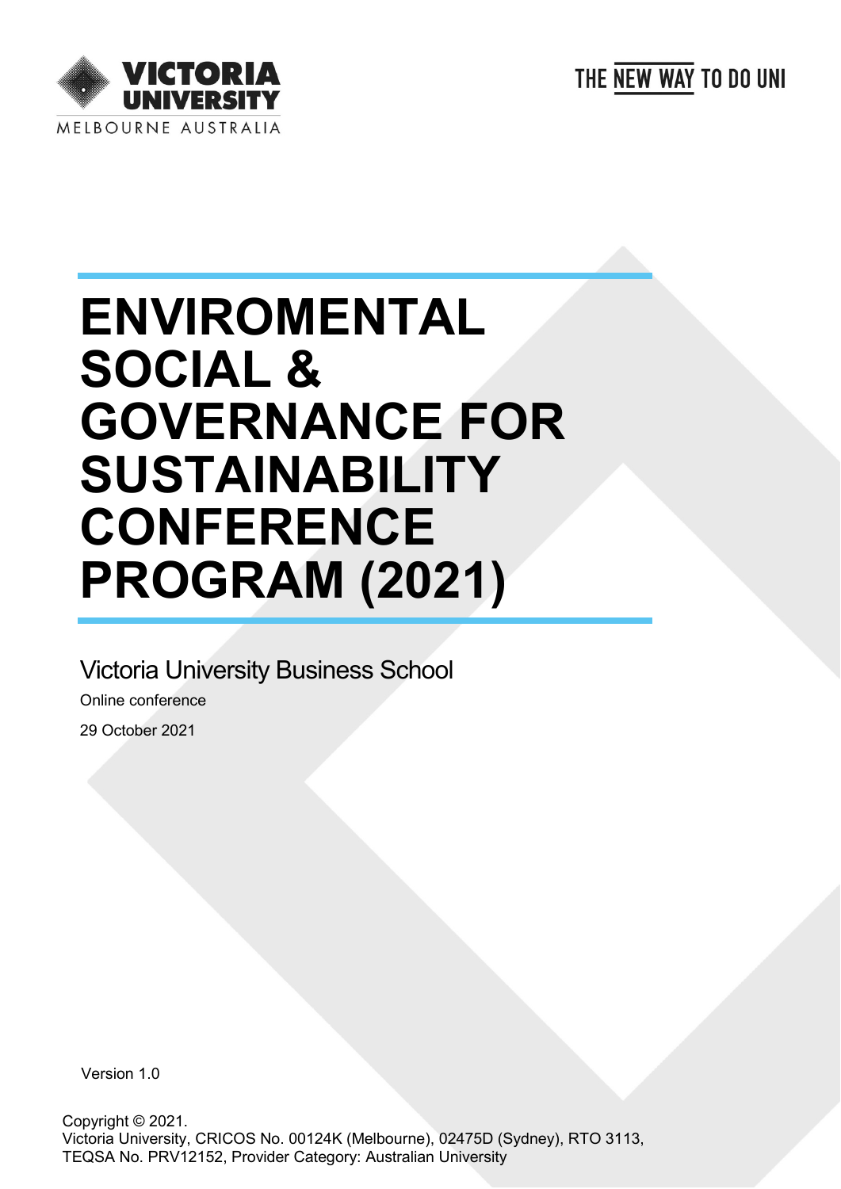VICTORIA UNIVERSITY
MELBOURNE AUSTRALIA

THE NEW WAY TO DO UNI

# ENVIROMENTAL SOCIAL & GOVERNANCE FOR SUSTAINABILITY CONFERENCE PROGRAM (2021)

Victoria University Business School

Online conference

29 October 2021

Version 1.0

Copyright © 2021.
Victoria University, CRICOS No. 00124K (Melbourne), 02475D (Sydney), RTO 3113, TEQSA No. PRV12152, Provider Category: Australian University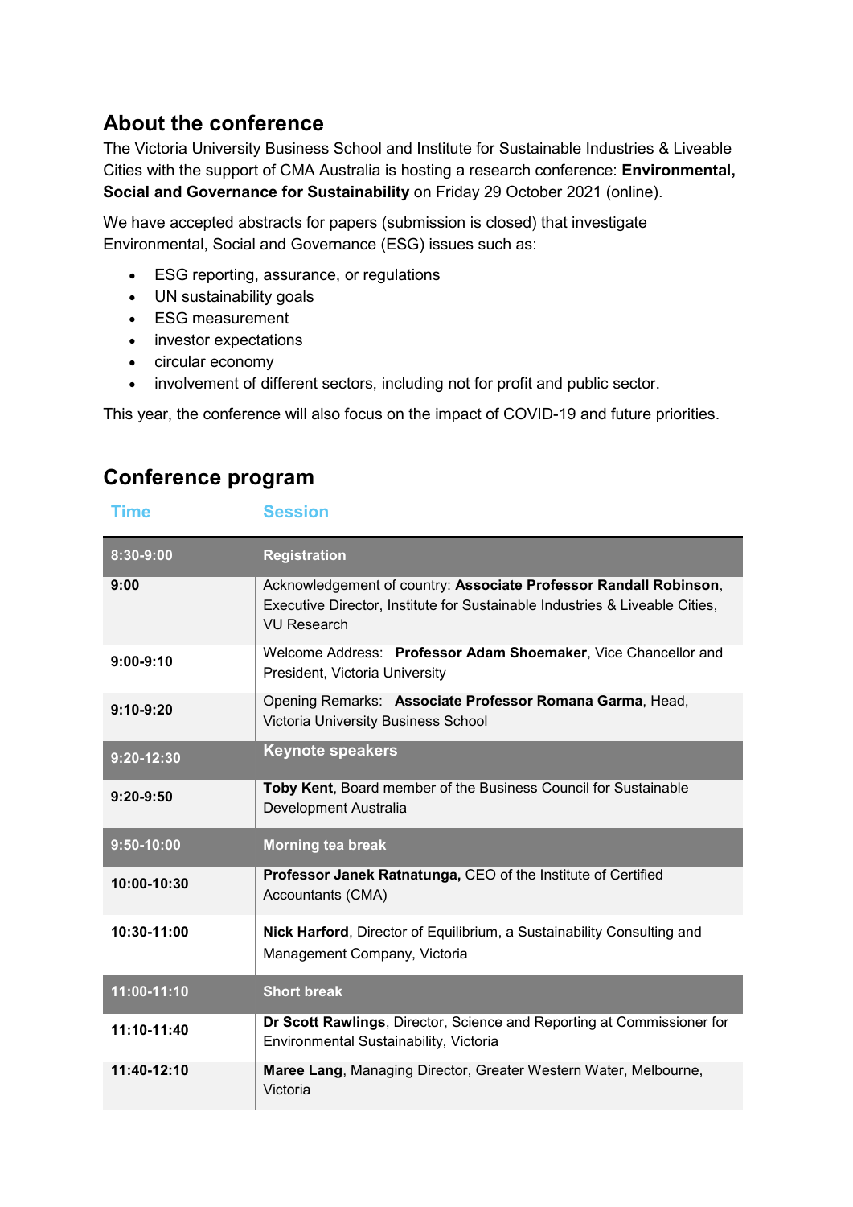## About the conference

The Victoria University Business School and Institute for Sustainable Industries & Liveable Cities with the support of CMA Australia is hosting a research conference: **Environmental, Social and Governance for Sustainability** on Friday 29 October 2021 (online).

We have accepted abstracts for papers (submission is closed) that investigate Environmental, Social and Governance (ESG) issues such as:

- ESG reporting, assurance, or regulations
- UN sustainability goals
- ESG measurement
- investor expectations
- circular economy
- involvement of different sectors, including not for profit and public sector.

This year, the conference will also focus on the impact of COVID-19 and future priorities.

## Conference program

| Time | Session |
|---|---|
| **8:30-9:00** | **Registration** |
| **9:00** | Acknowledgement of country: **Associate Professor Randall Robinson**, Executive Director, Institute for Sustainable Industries & Liveable Cities, VU Research |
| **9:00-9:10** | Welcome Address: **Professor Adam Shoemaker**, Vice Chancellor and President, Victoria University |
| **9:10-9:20** | Opening Remarks: **Associate Professor Romana Garma**, Head, Victoria University Business School |
| **9:20-12:30** | **Keynote speakers** |
| **9:20-9:50** | **Toby Kent**, Board member of the Business Council for Sustainable Development Australia |
| **9:50-10:00** | **Morning tea break** |
| **10:00-10:30** | **Professor Janek Ratnatunga,** CEO of the Institute of Certified Accountants (CMA) |
| **10:30-11:00** | **Nick Harford**, Director of Equilibrium, a Sustainability Consulting and Management Company, Victoria |
| **11:00-11:10** | **Short break** |
| **11:10-11:40** | **Dr Scott Rawlings**, Director, Science and Reporting at Commissioner for Environmental Sustainability, Victoria |
| **11:40-12:10** | **Maree Lang**, Managing Director, Greater Western Water, Melbourne, Victoria |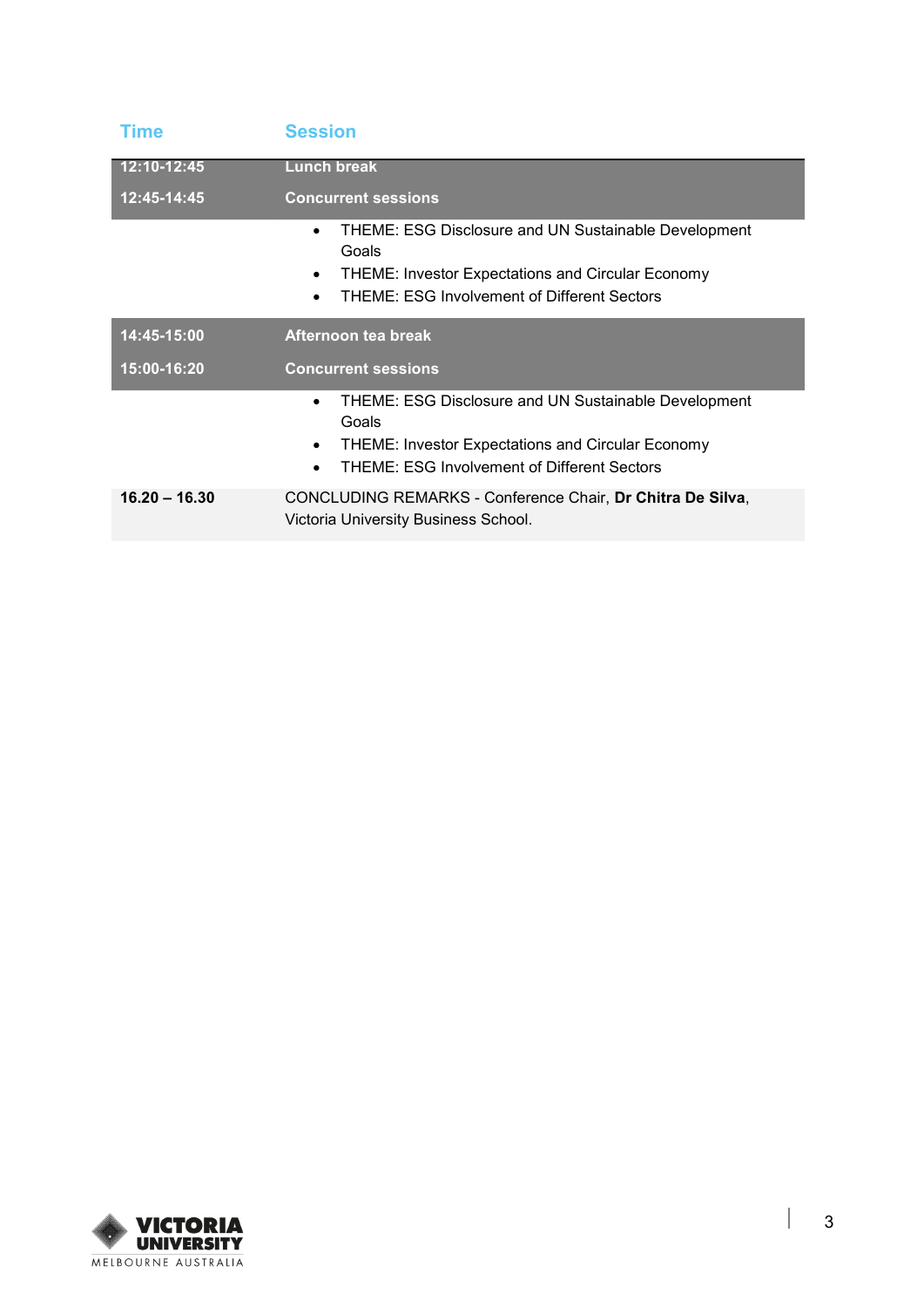| Time | Session |
|---|---|
| **12:10-12:45** | **Lunch break** |
| **12:45-14:45** | **Concurrent sessions** |
| | • THEME: ESG Disclosure and UN Sustainable Development Goals<br>• THEME: Investor Expectations and Circular Economy<br>• THEME: ESG Involvement of Different Sectors |
| **14:45-15:00** | **Afternoon tea break** |
| **15:00-16:20** | **Concurrent sessions** |
| | • THEME: ESG Disclosure and UN Sustainable Development Goals<br>• THEME: Investor Expectations and Circular Economy<br>• THEME: ESG Involvement of Different Sectors |
| **16.20 – 16.30** | CONCLUDING REMARKS - Conference Chair, **Dr Chitra De Silva**, Victoria University Business School. |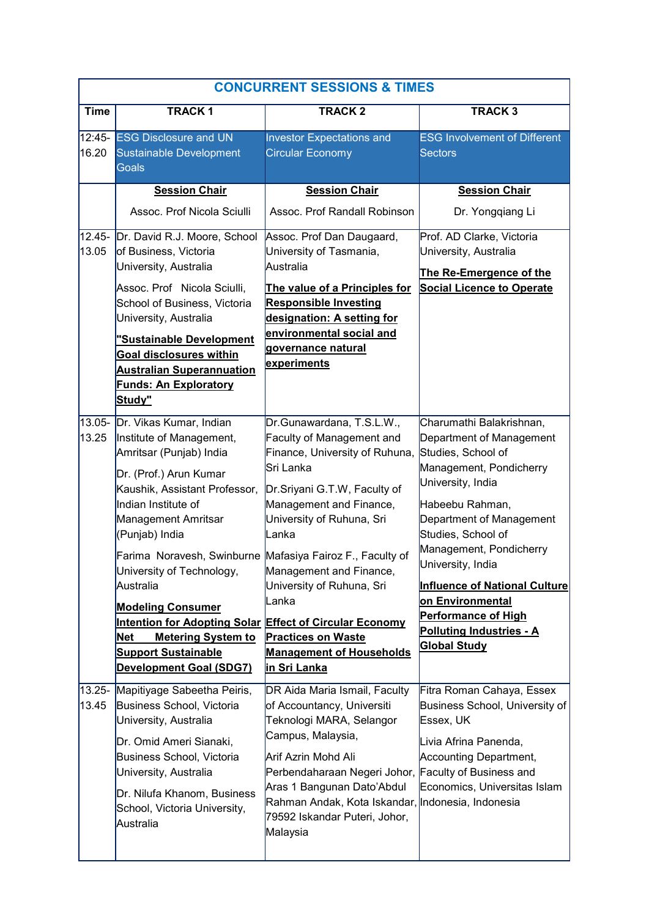| CONCURRENT SESSIONS & TIMES | | | |
|---|---|---|---|
| **Time** | **TRACK 1** | **TRACK 2** | **TRACK 3** |
| 12:45-16.20 | ESG Disclosure and UN Sustainable Development Goals | Investor Expectations and Circular Economy | ESG Involvement of Different Sectors |
| | **Session Chair** Assoc. Prof Nicola Sciulli | **Session Chair** Assoc. Prof Randall Robinson | **Session Chair** Dr. Yongqiang Li |
| 12.45-13.05 | Dr. David R.J. Moore, School of Business, Victoria University, Australia<br>Assoc. Prof Nicola Sciulli, School of Business, Victoria University, Australia<br>**"Sustainable Development Goal disclosures within Australian Superannuation Funds: An Exploratory Study"** | Assoc. Prof Dan Daugaard, University of Tasmania, Australia<br>**The value of a Principles for Responsible Investing designation: A setting for environmental social and governance natural experiments** | Prof. AD Clarke, Victoria University, Australia<br>**The Re-Emergence of the Social Licence to Operate** |
| 13.05-13.25 | Dr. Vikas Kumar, Indian Institute of Management, Amritsar (Punjab) India<br>Dr. (Prof.) Arun Kumar Kaushik, Assistant Professor, Indian Institute of Management Amritsar (Punjab) India<br>Farima Noravesh, Swinburne University of Technology, Australia<br>**Modeling Consumer Intention for Adopting Solar Net Metering System to Support Sustainable Development Goal (SDG7)** | Dr.Gunawardana, T.S.L.W., Faculty of Management and Finance, University of Ruhuna, Sri Lanka<br>Dr.Sriyani G.T.W, Faculty of Management and Finance, University of Ruhuna, Sri Lanka<br>Mafasiya Fairoz F., Faculty of Management and Finance, University of Ruhuna, Sri Lanka<br>**Effect of Circular Economy Practices on Waste Management of Households in Sri Lanka** | Charumathi Balakrishnan, Department of Management Studies, School of Management, Pondicherry University, India<br>Habeebu Rahman, Department of Management Studies, School of Management, Pondicherry University, India<br>**Influence of National Culture on Environmental Performance of High Polluting Industries - A Global Study** |
| 13.25-13.45 | Mapitiyage Sabeetha Peiris, Business School, Victoria University, Australia<br>Dr. Omid Ameri Sianaki, Business School, Victoria University, Australia<br>Dr. Nilufa Khanom, Business School, Victoria University, Australia | DR Aida Maria Ismail, Faculty of Accountancy, Universiti Teknologi MARA, Selangor Campus, Malaysia,<br>Arif Azrin Mohd Ali Perbendaharaan Negeri Johor, Aras 1 Bangunan Dato'Abdul Rahman Andak, Kota Iskandar, 79592 Iskandar Puteri, Johor, Malaysia | Fitra Roman Cahaya, Essex Business School, University of Essex, UK<br>Livia Afrina Panenda, Accounting Department, Faculty of Business and Economics, Universitas Islam Indonesia, Indonesia |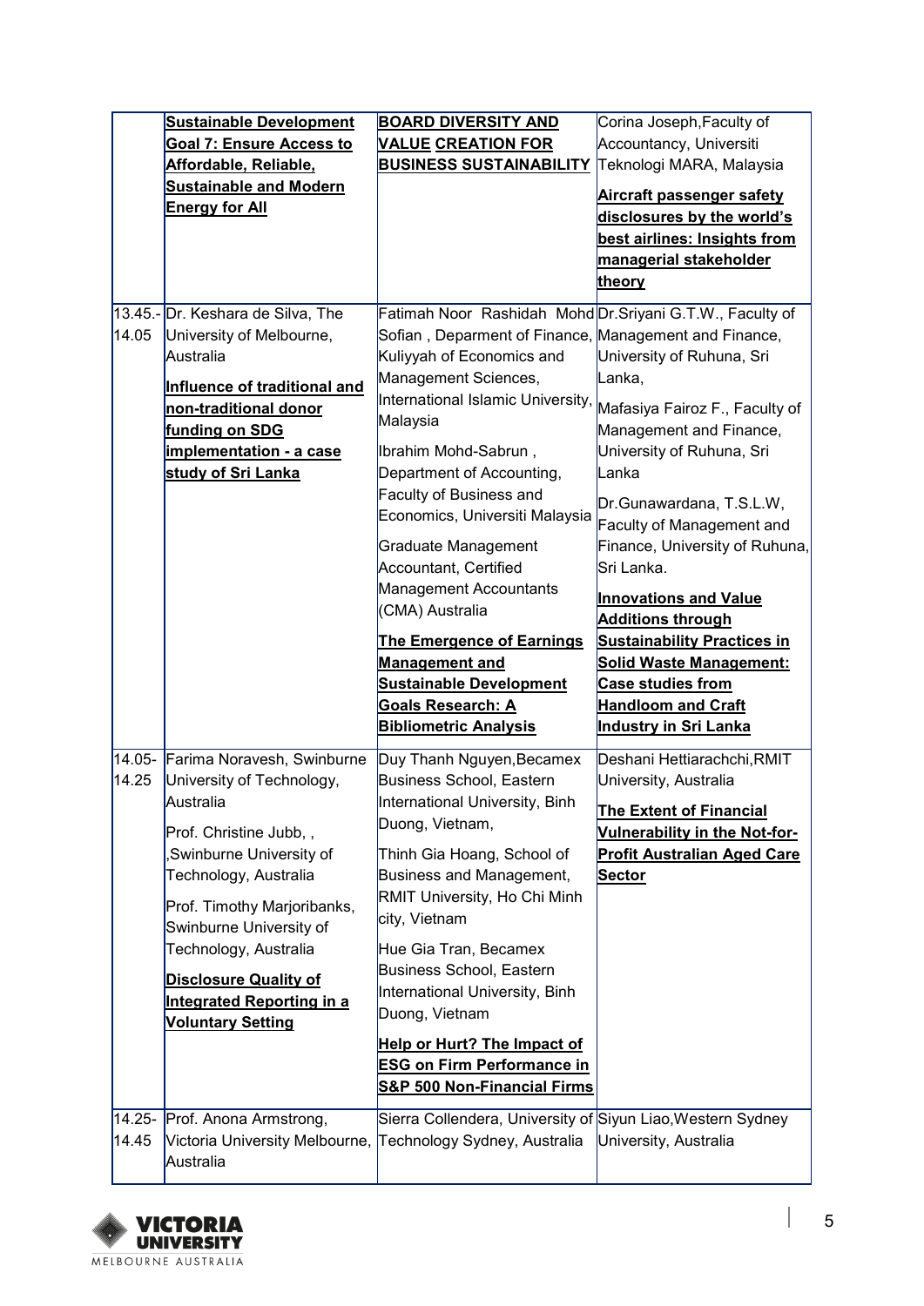| | | | |
|---|---|---|---|
| | **Sustainable Development Goal 7: Ensure Access to Affordable, Reliable, Sustainable and Modern Energy for All** | **BOARD DIVERSITY AND VALUE CREATION FOR BUSINESS SUSTAINABILITY** | Corina Joseph,Faculty of Accountancy, Universiti Teknologi MARA, Malaysia<br><br>**Aircraft passenger safety disclosures by the world's best airlines: Insights from managerial stakeholder theory** |
| 13.45.-14.05 | Dr. Keshara de Silva, The University of Melbourne, Australia<br><br>**Influence of traditional and non-traditional donor funding on SDG implementation - a case study of Sri Lanka** | Fatimah Noor Rashidah Mohd Sofian , Deparment of Finance, Kuliyyah of Economics and Management Sciences, International Islamic University, Malaysia<br><br>Ibrahim Mohd-Sabrun , Department of Accounting, Faculty of Business and Economics, Universiti Malaysia<br><br>Graduate Management Accountant, Certified Management Accountants (CMA) Australia<br><br>**The Emergence of Earnings Management and Sustainable Development Goals Research: A Bibliometric Analysis** | Dr.Sriyani G.T.W., Faculty of Management and Finance, University of Ruhuna, Sri Lanka,<br><br>Mafasiya Fairoz F., Faculty of Management and Finance, University of Ruhuna, Sri Lanka<br><br>Dr.Gunawardana, T.S.L.W, Faculty of Management and Finance, University of Ruhuna, Sri Lanka.<br><br>**Innovations and Value Additions through Sustainability Practices in Solid Waste Management: Case studies from Handloom and Craft Industry in Sri Lanka** |
| 14.05-14.25 | Farima Noravesh, Swinburne University of Technology, Australia<br><br>Prof. Christine Jubb, , ,Swinburne University of Technology, Australia<br><br>Prof. Timothy Marjoribanks, Swinburne University of Technology, Australia<br><br>**Disclosure Quality of Integrated Reporting in a Voluntary Setting** | Duy Thanh Nguyen,Becamex Business School, Eastern International University, Binh Duong, Vietnam,<br><br>Thinh Gia Hoang, School of Business and Management, RMIT University, Ho Chi Minh city, Vietnam<br><br>Hue Gia Tran, Becamex Business School, Eastern International University, Binh Duong, Vietnam<br><br>**Help or Hurt? The Impact of ESG on Firm Performance in S&P 500 Non-Financial Firms** | Deshani Hettiarachchi,RMIT University, Australia<br><br>**The Extent of Financial Vulnerability in the Not-for-Profit Australian Aged Care Sector** |
| 14.25-14.45 | Prof. Anona Armstrong, Victoria University Melbourne, Australia | Sierra Collendera, University of Technology Sydney, Australia | Siyun Liao,Western Sydney University, Australia |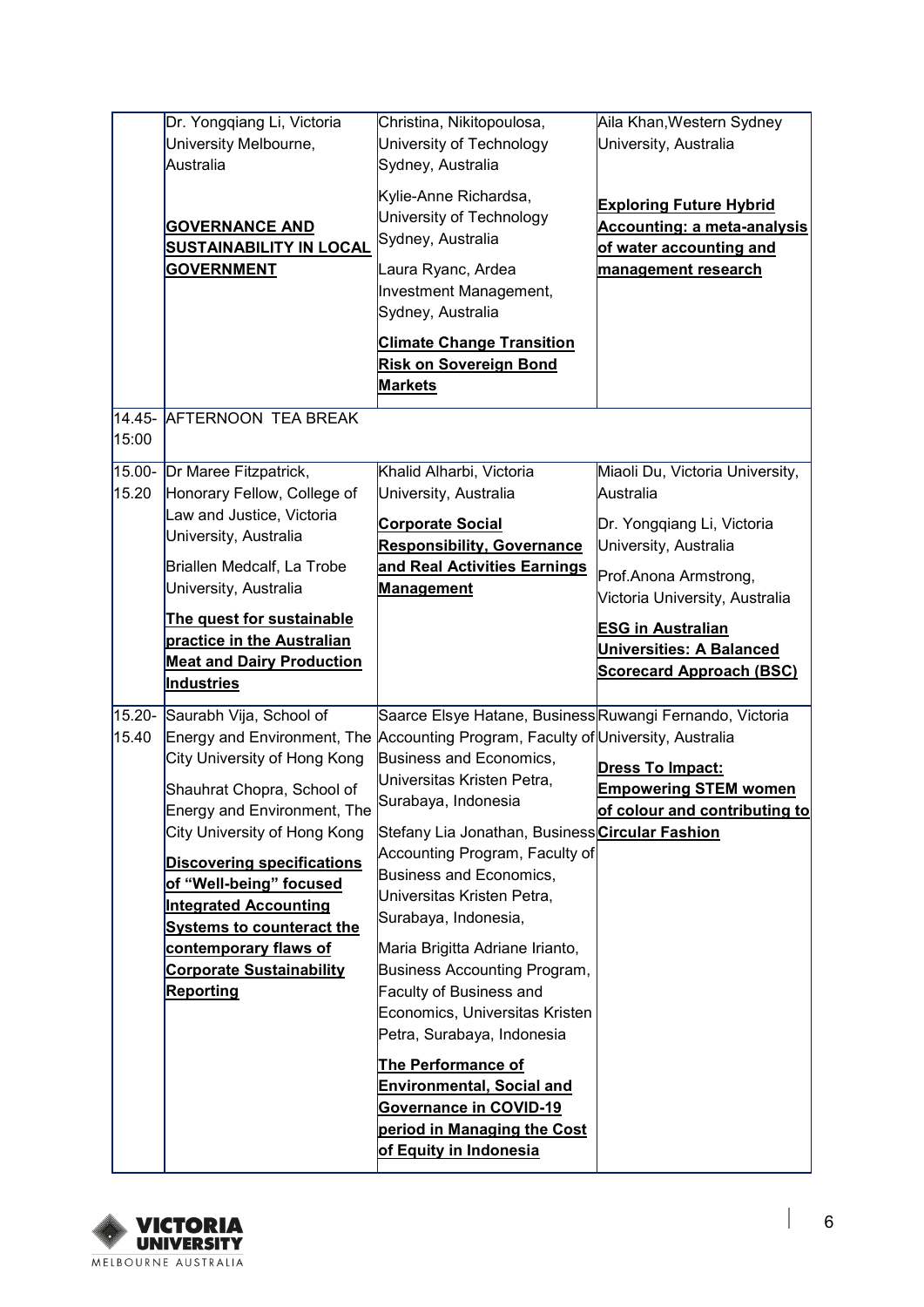| | | | |
|---|---|---|---|
| | Dr. Yongqiang Li, Victoria University Melbourne, Australia<br><br>**GOVERNANCE AND SUSTAINABILITY IN LOCAL GOVERNMENT** | Christina, Nikitopoulosa, University of Technology Sydney, Australia<br><br>Kylie-Anne Richardsa, University of Technology Sydney, Australia<br><br>Laura Ryanc, Ardea Investment Management, Sydney, Australia<br><br>**Climate Change Transition Risk on Sovereign Bond Markets** | Aila Khan,Western Sydney University, Australia<br><br>**Exploring Future Hybrid Accounting: a meta-analysis of water accounting and management research** |
| 14.45-15:00 | AFTERNOON TEA BREAK | | |
| 15.00-15.20 | Dr Maree Fitzpatrick, Honorary Fellow, College of Law and Justice, Victoria University, Australia<br><br>Briallen Medcalf, La Trobe University, Australia<br><br>**The quest for sustainable practice in the Australian Meat and Dairy Production Industries** | Khalid Alharbi, Victoria University, Australia<br><br>**Corporate Social Responsibility, Governance and Real Activities Earnings Management** | Miaoli Du, Victoria University, Australia<br><br>Dr. Yongqiang Li, Victoria University, Australia<br><br>Prof.Anona Armstrong, Victoria University, Australia<br><br>**ESG in Australian Universities: A Balanced Scorecard Approach (BSC)** |
| 15.20-15.40 | Saurabh Vija, School of Energy and Environment, The City University of Hong Kong<br><br>Shauhrat Chopra, School of Energy and Environment, The City University of Hong Kong<br><br>**Discovering specifications of "Well-being" focused Integrated Accounting Systems to counteract the contemporary flaws of Corporate Sustainability Reporting** | Saarce Elsye Hatane, Business Accounting Program, Faculty of Business and Economics, Universitas Kristen Petra, Surabaya, Indonesia<br><br>Stefany Lia Jonathan, Business Accounting Program, Faculty of Business and Economics, Universitas Kristen Petra, Surabaya, Indonesia,<br><br>Maria Brigitta Adriane Irianto, Business Accounting Program, Faculty of Business and Economics, Universitas Kristen Petra, Surabaya, Indonesia<br><br>**The Performance of Environmental, Social and Governance in COVID-19 period in Managing the Cost of Equity in Indonesia** | Ruwangi Fernando, Victoria University, Australia<br><br>**Dress To Impact: Empowering STEM women of colour and contributing to Circular Fashion** |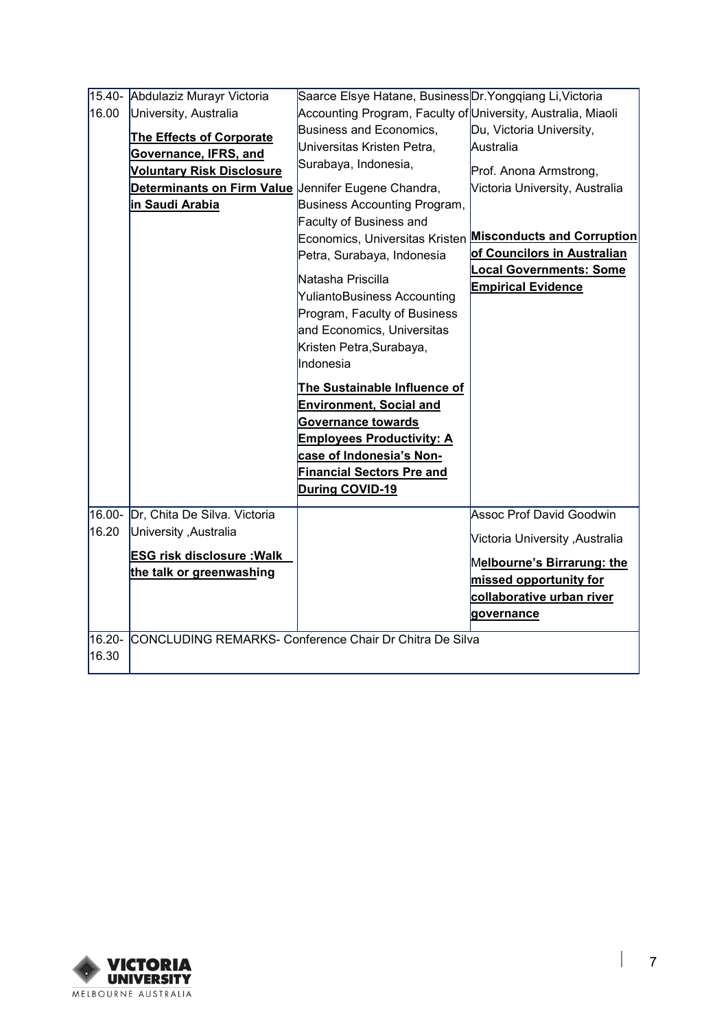| | | | |
|---|---|---|---|
| 15.40-16.00 | Abdulaziz Murayr Victoria University, Australia<br><br>**The Effects of Corporate Governance, IFRS, and Voluntary Risk Disclosure Determinants on Firm Value in Saudi Arabia** | Saarce Elsye Hatane, Business Accounting Program, Faculty of Business and Economics, Universitas Kristen Petra, Surabaya, Indonesia,<br><br>Jennifer Eugene Chandra, Business Accounting Program, Faculty of Business and Economics, Universitas Kristen Petra, Surabaya, Indonesia<br><br>Natasha Priscilla YuliantoBusiness Accounting Program, Faculty of Business and Economics, Universitas Kristen Petra,Surabaya, Indonesia<br><br>**The Sustainable Influence of Environment, Social and Governance towards Employees Productivity: A case of Indonesia's Non-Financial Sectors Pre and During COVID-19** | Dr.Yongqiang Li,Victoria University, Australia, Miaoli Du, Victoria University, Australia<br><br>Prof. Anona Armstrong, Victoria University, Australia<br><br>**Misconducts and Corruption of Councilors in Australian Local Governments: Some Empirical Evidence** |
| 16.00-16.20 | Dr, Chita De Silva. Victoria University ,Australia<br><br>**ESG risk disclosure :Walk the talk or greenwashing** | | Assoc Prof David Goodwin<br><br>Victoria University ,Australia<br><br>M**elbourne's Birrarung: the missed opportunity for collaborative urban river governance** |
| 16.20-16.30 | CONCLUDING REMARKS- Conference Chair Dr Chitra De Silva | | |